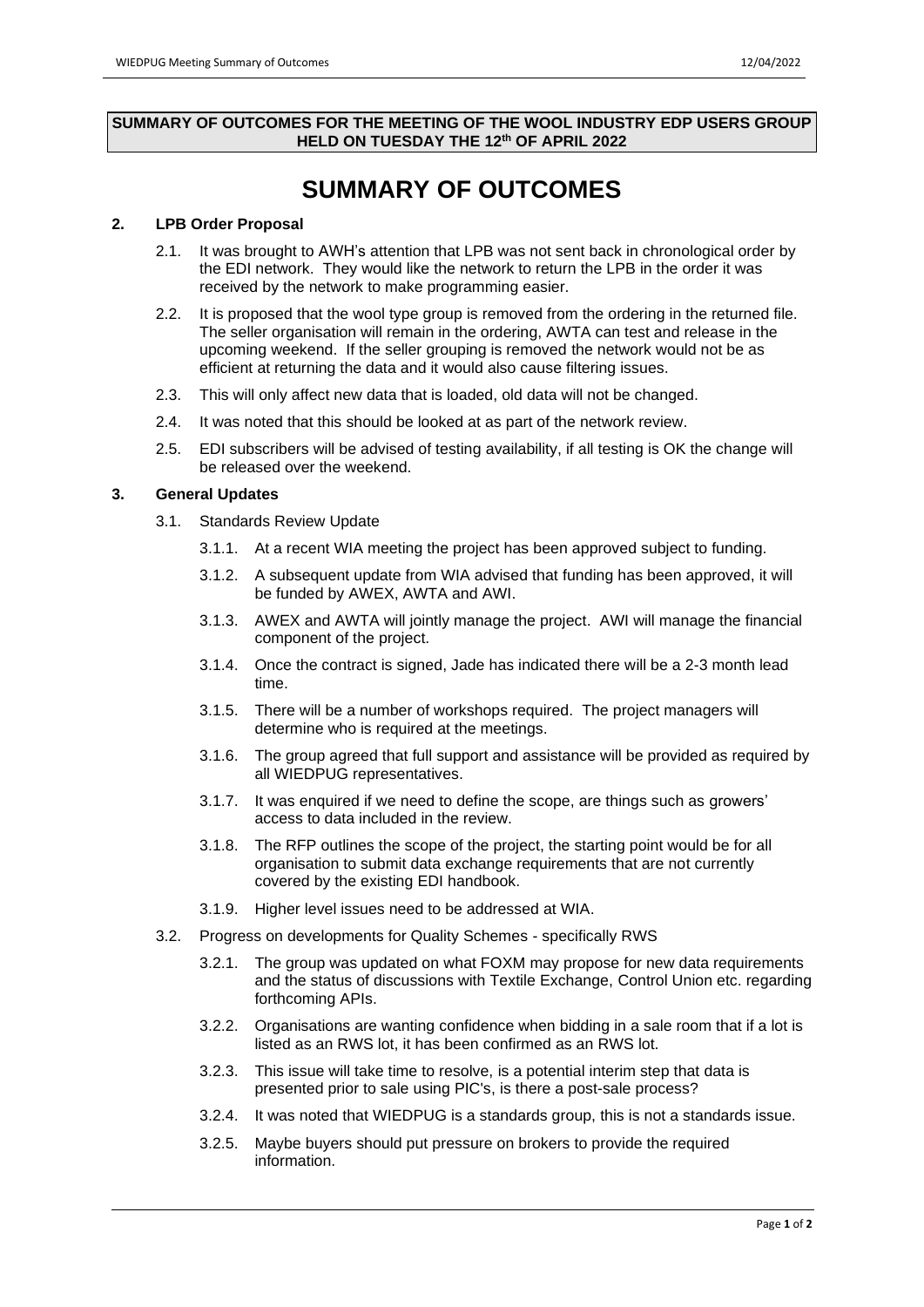**SUMMARY OF OUTCOMES FOR THE MEETING OF THE WOOL INDUSTRY EDP USERS GROUP HELD ON TUESDAY THE 12th OF APRIL 2022**

# SUMMARY OF OUTCOMES

## 2. LPB Order Proposal

2.1. It was brought to AWH's attention that LPB was not sent back in chronological order by the EDI network. They would like the network to return the LPB in the order it was received by the network to make programming easier.

2.2. It is proposed that the wool type group is removed from the ordering in the returned file. The seller organisation will remain in the ordering, AWTA can test and release in the upcoming weekend. If the seller grouping is removed the network would not be as efficient at returning the data and it would also cause filtering issues.

2.3. This will only affect new data that is loaded, old data will not be changed.

2.4. It was noted that this should be looked at as part of the network review.

2.5. EDI subscribers will be advised of testing availability, if all testing is OK the change will be released over the weekend.

## 3. General Updates

3.1. Standards Review Update

3.1.1. At a recent WIA meeting the project has been approved subject to funding.

3.1.2. A subsequent update from WIA advised that funding has been approved, it will be funded by AWEX, AWTA and AWI.

3.1.3. AWEX and AWTA will jointly manage the project. AWI will manage the financial component of the project.

3.1.4. Once the contract is signed, Jade has indicated there will be a 2-3 month lead time.

3.1.5. There will be a number of workshops required. The project managers will determine who is required at the meetings.

3.1.6. The group agreed that full support and assistance will be provided as required by all WIEDPUG representatives.

3.1.7. It was enquired if we need to define the scope, are things such as growers' access to data included in the review.

3.1.8. The RFP outlines the scope of the project, the starting point would be for all organisation to submit data exchange requirements that are not currently covered by the existing EDI handbook.

3.1.9. Higher level issues need to be addressed at WIA.

3.2. Progress on developments for Quality Schemes - specifically RWS

3.2.1. The group was updated on what FOXM may propose for new data requirements and the status of discussions with Textile Exchange, Control Union etc. regarding forthcoming APIs.

3.2.2. Organisations are wanting confidence when bidding in a sale room that if a lot is listed as an RWS lot, it has been confirmed as an RWS lot.

3.2.3. This issue will take time to resolve, is a potential interim step that data is presented prior to sale using PIC's, is there a post-sale process?

3.2.4. It was noted that WIEDPUG is a standards group, this is not a standards issue.

3.2.5. Maybe buyers should put pressure on brokers to provide the required information.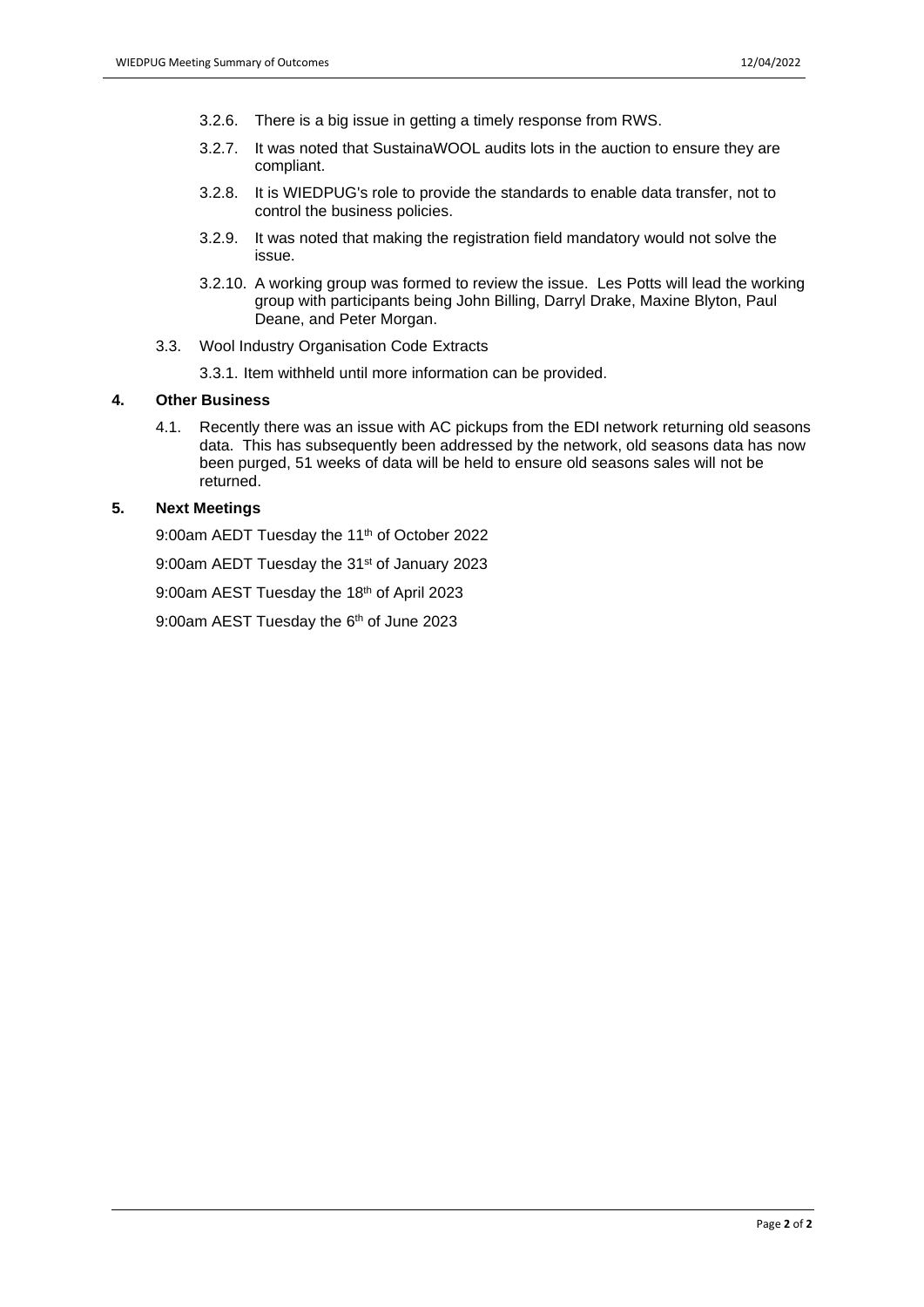3.2.6. There is a big issue in getting a timely response from RWS.

3.2.7. It was noted that SustainaWOOL audits lots in the auction to ensure they are compliant.

3.2.8. It is WIEDPUG's role to provide the standards to enable data transfer, not to control the business policies.

3.2.9. It was noted that making the registration field mandatory would not solve the issue.

3.2.10. A working group was formed to review the issue. Les Potts will lead the working group with participants being John Billing, Darryl Drake, Maxine Blyton, Paul Deane, and Peter Morgan.

3.3. Wool Industry Organisation Code Extracts

3.3.1. Item withheld until more information can be provided.

## 4. Other Business

4.1. Recently there was an issue with AC pickups from the EDI network returning old seasons data. This has subsequently been addressed by the network, old seasons data has now been purged, 51 weeks of data will be held to ensure old seasons sales will not be returned.

## 5. Next Meetings

9:00am AEDT Tuesday the 11th of October 2022

9:00am AEDT Tuesday the 31st of January 2023

9:00am AEST Tuesday the 18th of April 2023

9:00am AEST Tuesday the 6th of June 2023